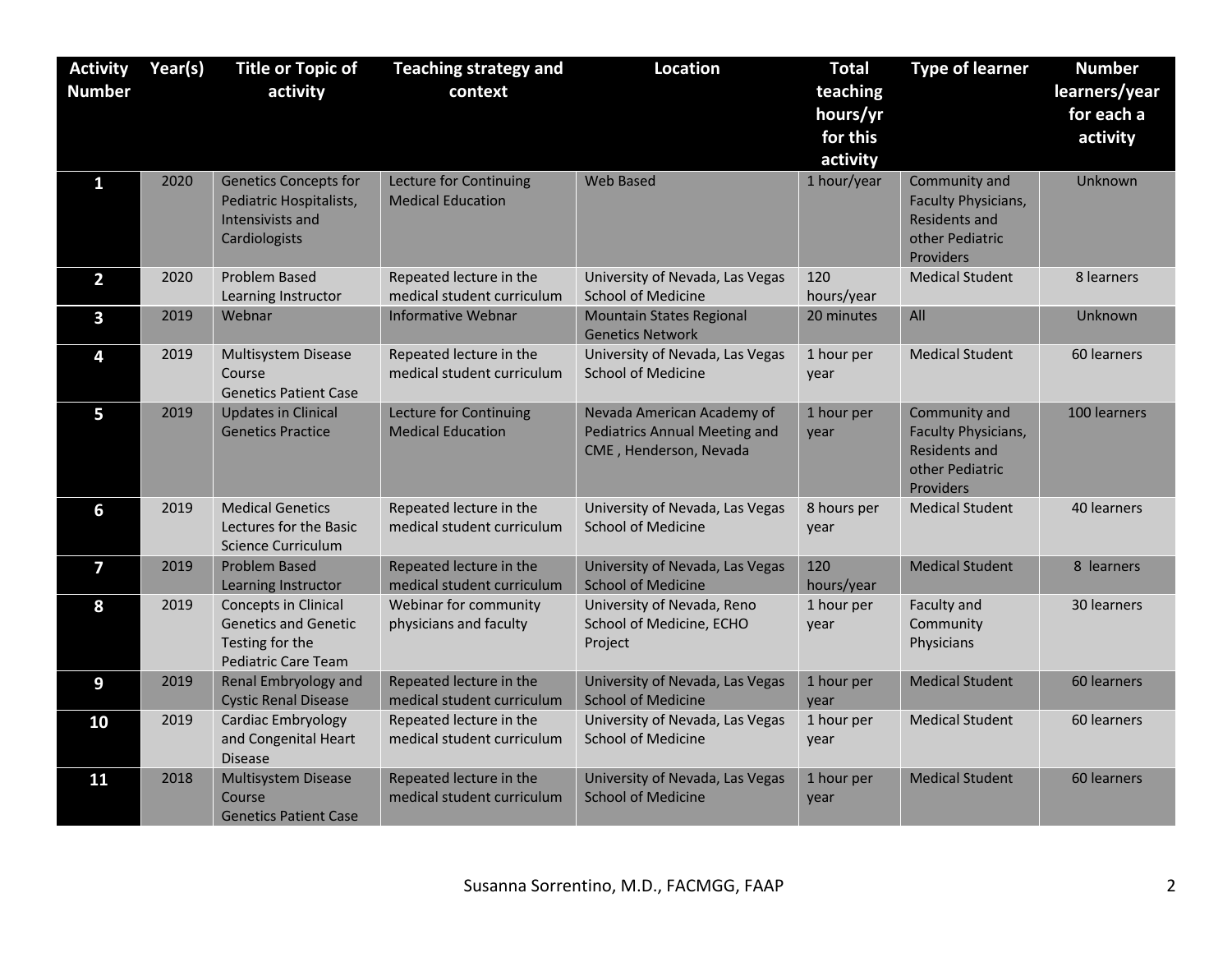| Activity Number | Year(s) | Title or Topic of activity | Teaching strategy and context | Location | Total teaching hours/yr for this activity | Type of learner | Number learners/year for each a activity |
|---|---|---|---|---|---|---|---|
| 1 | 2020 | Genetics Concepts for Pediatric Hospitalists, Intensivists and Cardiologists | Lecture for Continuing Medical Education | Web Based | 1 hour/year | Community and Faculty Physicians, Residents and other Pediatric Providers | Unknown |
| 2 | 2020 | Problem Based Learning Instructor | Repeated lecture in the medical student curriculum | University of Nevada, Las Vegas School of Medicine | 120 hours/year | Medical Student | 8 learners |
| 3 | 2019 | Webnar | Informative Webnar | Mountain States Regional Genetics Network | 20 minutes | All | Unknown |
| 4 | 2019 | Multisystem Disease Course Genetics Patient Case | Repeated lecture in the medical student curriculum | University of Nevada, Las Vegas School of Medicine | 1 hour per year | Medical Student | 60 learners |
| 5 | 2019 | Updates in Clinical Genetics Practice | Lecture for Continuing Medical Education | Nevada American Academy of Pediatrics Annual Meeting and CME , Henderson, Nevada | 1 hour per year | Community and Faculty Physicians, Residents and other Pediatric Providers | 100 learners |
| 6 | 2019 | Medical Genetics Lectures for the Basic Science Curriculum | Repeated lecture in the medical student curriculum | University of Nevada, Las Vegas School of Medicine | 8 hours per year | Medical Student | 40 learners |
| 7 | 2019 | Problem Based Learning Instructor | Repeated lecture in the medical student curriculum | University of Nevada, Las Vegas School of Medicine | 120 hours/year | Medical Student | 8 learners |
| 8 | 2019 | Concepts in Clinical Genetics and Genetic Testing for the Pediatric Care Team | Webinar for community physicians and faculty | University of Nevada, Reno School of Medicine, ECHO Project | 1 hour per year | Faculty and Community Physicians | 30 learners |
| 9 | 2019 | Renal Embryology and Cystic Renal Disease | Repeated lecture in the medical student curriculum | University of Nevada, Las Vegas School of Medicine | 1 hour per year | Medical Student | 60 learners |
| 10 | 2019 | Cardiac Embryology and Congenital Heart Disease | Repeated lecture in the medical student curriculum | University of Nevada, Las Vegas School of Medicine | 1 hour per year | Medical Student | 60 learners |
| 11 | 2018 | Multisystem Disease Course Genetics Patient Case | Repeated lecture in the medical student curriculum | University of Nevada, Las Vegas School of Medicine | 1 hour per year | Medical Student | 60 learners |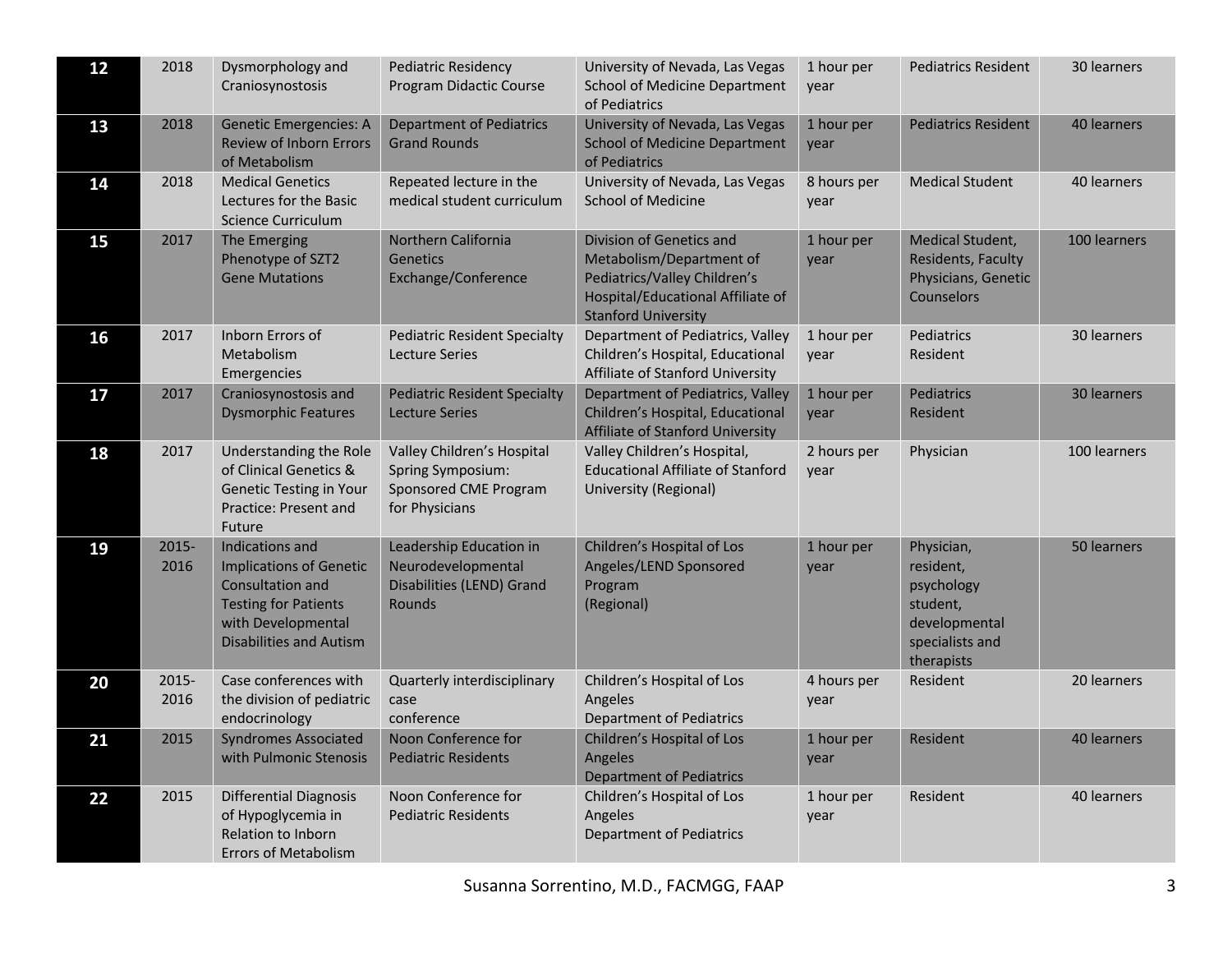| 12 | 2018 | Dysmorphology and Craniosynostosis | Pediatric Residency Program Didactic Course | University of Nevada, Las Vegas School of Medicine Department of Pediatrics | 1 hour per year | Pediatrics Resident | 30 learners |
|---|---|---|---|---|---|---|---|
| 13 | 2018 | Genetic Emergencies: A Review of Inborn Errors of Metabolism | Department of Pediatrics Grand Rounds | University of Nevada, Las Vegas School of Medicine Department of Pediatrics | 1 hour per year | Pediatrics Resident | 40 learners |
| 14 | 2018 | Medical Genetics Lectures for the Basic Science Curriculum | Repeated lecture in the medical student curriculum | University of Nevada, Las Vegas School of Medicine | 8 hours per year | Medical Student | 40 learners |
| 15 | 2017 | The Emerging Phenotype of SZT2 Gene Mutations | Northern California Genetics Exchange/Conference | Division of Genetics and Metabolism/Department of Pediatrics/Valley Children's Hospital/Educational Affiliate of Stanford University | 1 hour per year | Medical Student, Residents, Faculty Physicians, Genetic Counselors | 100 learners |
| 16 | 2017 | Inborn Errors of Metabolism Emergencies | Pediatric Resident Specialty Lecture Series | Department of Pediatrics, Valley Children's Hospital, Educational Affiliate of Stanford University | 1 hour per year | Pediatrics Resident | 30 learners |
| 17 | 2017 | Craniosynostosis and Dysmorphic Features | Pediatric Resident Specialty Lecture Series | Department of Pediatrics, Valley Children's Hospital, Educational Affiliate of Stanford University | 1 hour per year | Pediatrics Resident | 30 learners |
| 18 | 2017 | Understanding the Role of Clinical Genetics & Genetic Testing in Your Practice: Present and Future | Valley Children's Hospital Spring Symposium: Sponsored CME Program for Physicians | Valley Children's Hospital, Educational Affiliate of Stanford University (Regional) | 2 hours per year | Physician | 100 learners |
| 19 | 2015-2016 | Indications and Implications of Genetic Consultation and Testing for Patients with Developmental Disabilities and Autism | Leadership Education in Neurodevelopmental Disabilities (LEND) Grand Rounds | Children's Hospital of Los Angeles/LEND Sponsored Program (Regional) | 1 hour per year | Physician, resident, psychology student, developmental specialists and therapists | 50 learners |
| 20 | 2015-2016 | Case conferences with the division of pediatric endocrinology | Quarterly interdisciplinary case conference | Children's Hospital of Los Angeles Department of Pediatrics | 4 hours per year | Resident | 20 learners |
| 21 | 2015 | Syndromes Associated with Pulmonic Stenosis | Noon Conference for Pediatric Residents | Children's Hospital of Los Angeles Department of Pediatrics | 1 hour per year | Resident | 40 learners |
| 22 | 2015 | Differential Diagnosis of Hypoglycemia in Relation to Inborn Errors of Metabolism | Noon Conference for Pediatric Residents | Children's Hospital of Los Angeles Department of Pediatrics | 1 hour per year | Resident | 40 learners |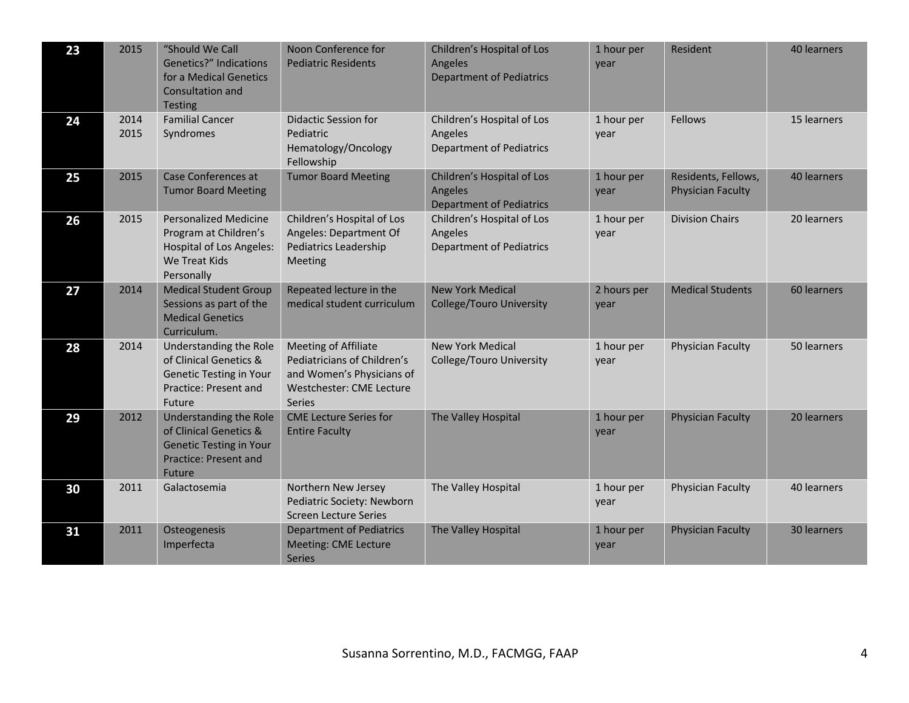| | | | | | | | |
|---|---|---|---|---|---|---|---|
| **23** | 2015 | "Should We Call Genetics?" Indications for a Medical Genetics Consultation and Testing | Noon Conference for Pediatric Residents | Children's Hospital of Los Angeles Department of Pediatrics | 1 hour per year | Resident | 40 learners |
| **24** | 2014 2015 | Familial Cancer Syndromes | Didactic Session for Pediatric Hematology/Oncology Fellowship | Children's Hospital of Los Angeles Department of Pediatrics | 1 hour per year | Fellows | 15 learners |
| **25** | 2015 | Case Conferences at Tumor Board Meeting | Tumor Board Meeting | Children's Hospital of Los Angeles Department of Pediatrics | 1 hour per year | Residents, Fellows, Physician Faculty | 40 learners |
| **26** | 2015 | Personalized Medicine Program at Children's Hospital of Los Angeles: We Treat Kids Personally | Children's Hospital of Los Angeles: Department Of Pediatrics Leadership Meeting | Children's Hospital of Los Angeles Department of Pediatrics | 1 hour per year | Division Chairs | 20 learners |
| **27** | 2014 | Medical Student Group Sessions as part of the Medical Genetics Curriculum. | Repeated lecture in the medical student curriculum | New York Medical College/Touro University | 2 hours per year | Medical Students | 60 learners |
| **28** | 2014 | Understanding the Role of Clinical Genetics & Genetic Testing in Your Practice: Present and Future | Meeting of Affiliate Pediatricians of Children's and Women's Physicians of Westchester: CME Lecture Series | New York Medical College/Touro University | 1 hour per year | Physician Faculty | 50 learners |
| **29** | 2012 | Understanding the Role of Clinical Genetics & Genetic Testing in Your Practice: Present and Future | CME Lecture Series for Entire Faculty | The Valley Hospital | 1 hour per year | Physician Faculty | 20 learners |
| **30** | 2011 | Galactosemia | Northern New Jersey Pediatric Society: Newborn Screen Lecture Series | The Valley Hospital | 1 hour per year | Physician Faculty | 40 learners |
| **31** | 2011 | Osteogenesis Imperfecta | Department of Pediatrics Meeting: CME Lecture Series | The Valley Hospital | 1 hour per year | Physician Faculty | 30 learners |